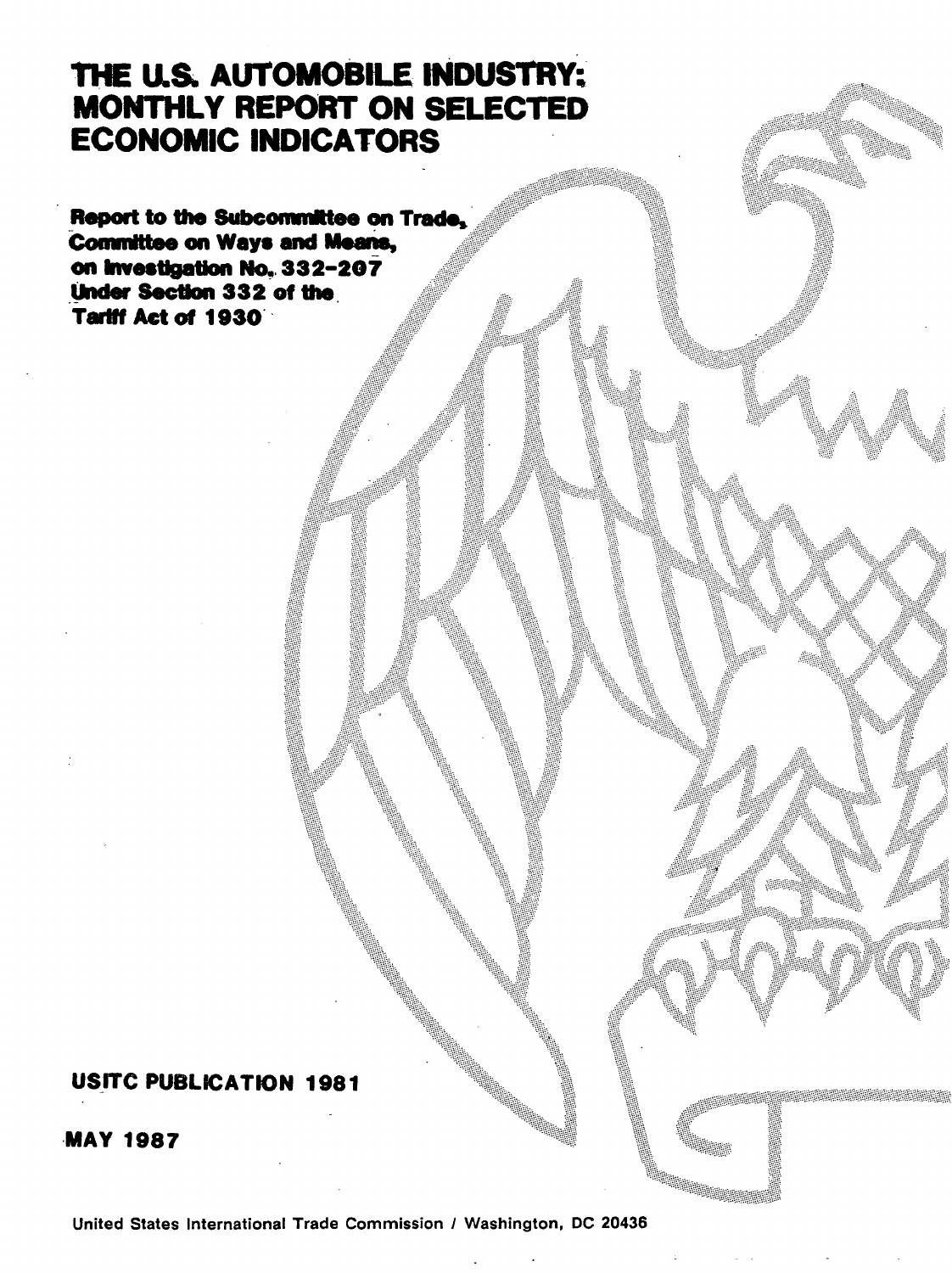# THE U.S. AUTOMOBILE INDUSTRY: MONTHLY REPORT ON SELECTED ECONOMIC INDICATORS

**Report to the Subcommittee on Trade, Committee on Ways and Means, on Investigation No. 332-207 Under Section 332 of the Tariff Act of 1930**

**USITC PUBLICATION 1981**

**MAY 1987**

United States International Trade Commission / Washington, DC 20436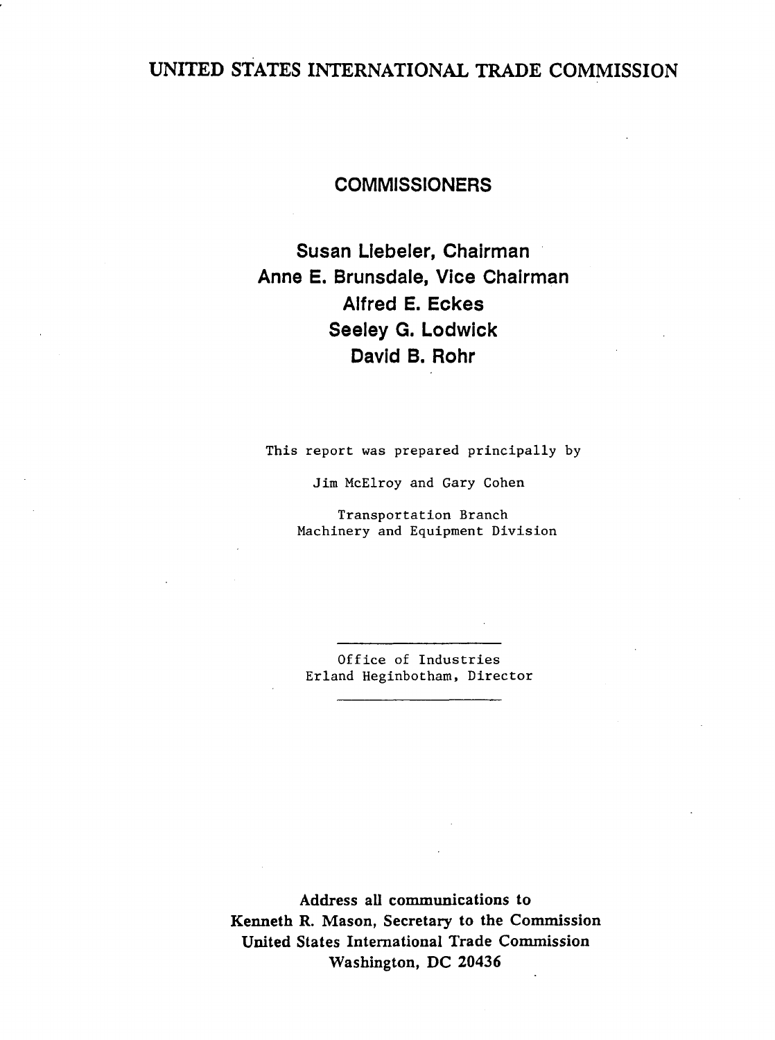# UNITED STATES INTERNATIONAL TRADE COMMISSION

## COMMISSIONERS

**Susan Liebeler, Chairman**
**Anne E. Brunsdale, Vice Chairman**
**Alfred E. Eckes**
**Seeley G. Lodwick**
**David B. Rohr**

This report was prepared principally by

Jim McElroy and Gary Cohen

Transportation Branch
Machinery and Equipment Division

---

Office of Industries
Erland Heginbotham, Director

---

**Address all communications to**
**Kenneth R. Mason, Secretary to the Commission**
**United States International Trade Commission**
**Washington, DC 20436**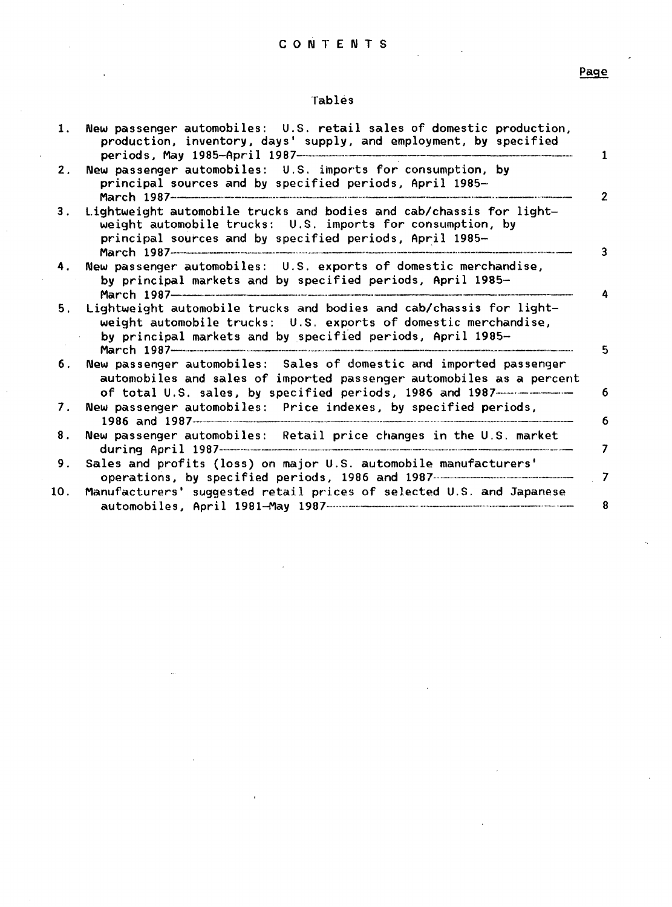# CONTENTS

## Tables

| | | Page |
|---|---|---|
| 1. | New passenger automobiles: U.S. retail sales of domestic production, production, inventory, days' supply, and employment, by specified periods, May 1985–April 1987 | 1 |
| 2. | New passenger automobiles: U.S. imports for consumption, by principal sources and by specified periods, April 1985–March 1987 | 2 |
| 3. | Lightweight automobile trucks and bodies and cab/chassis for lightweight automobile trucks: U.S. imports for consumption, by principal sources and by specified periods, April 1985–March 1987 | 3 |
| 4. | New passenger automobiles: U.S. exports of domestic merchandise, by principal markets and by specified periods, April 1985–March 1987 | 4 |
| 5. | Lightweight automobile trucks and bodies and cab/chassis for lightweight automobile trucks: U.S. exports of domestic merchandise, by principal markets and by specified periods, April 1985–March 1987 | 5 |
| 6. | New passenger automobiles: Sales of domestic and imported passenger automobiles and sales of imported passenger automobiles as a percent of total U.S. sales, by specified periods, 1986 and 1987 | 6 |
| 7. | New passenger automobiles: Price indexes, by specified periods, 1986 and 1987 | 6 |
| 8. | New passenger automobiles: Retail price changes in the U.S. market during April 1987 | 7 |
| 9. | Sales and profits (loss) on major U.S. automobile manufacturers' operations, by specified periods, 1986 and 1987 | 7 |
| 10. | Manufacturers' suggested retail prices of selected U.S. and Japanese automobiles, April 1981–May 1987 | 8 |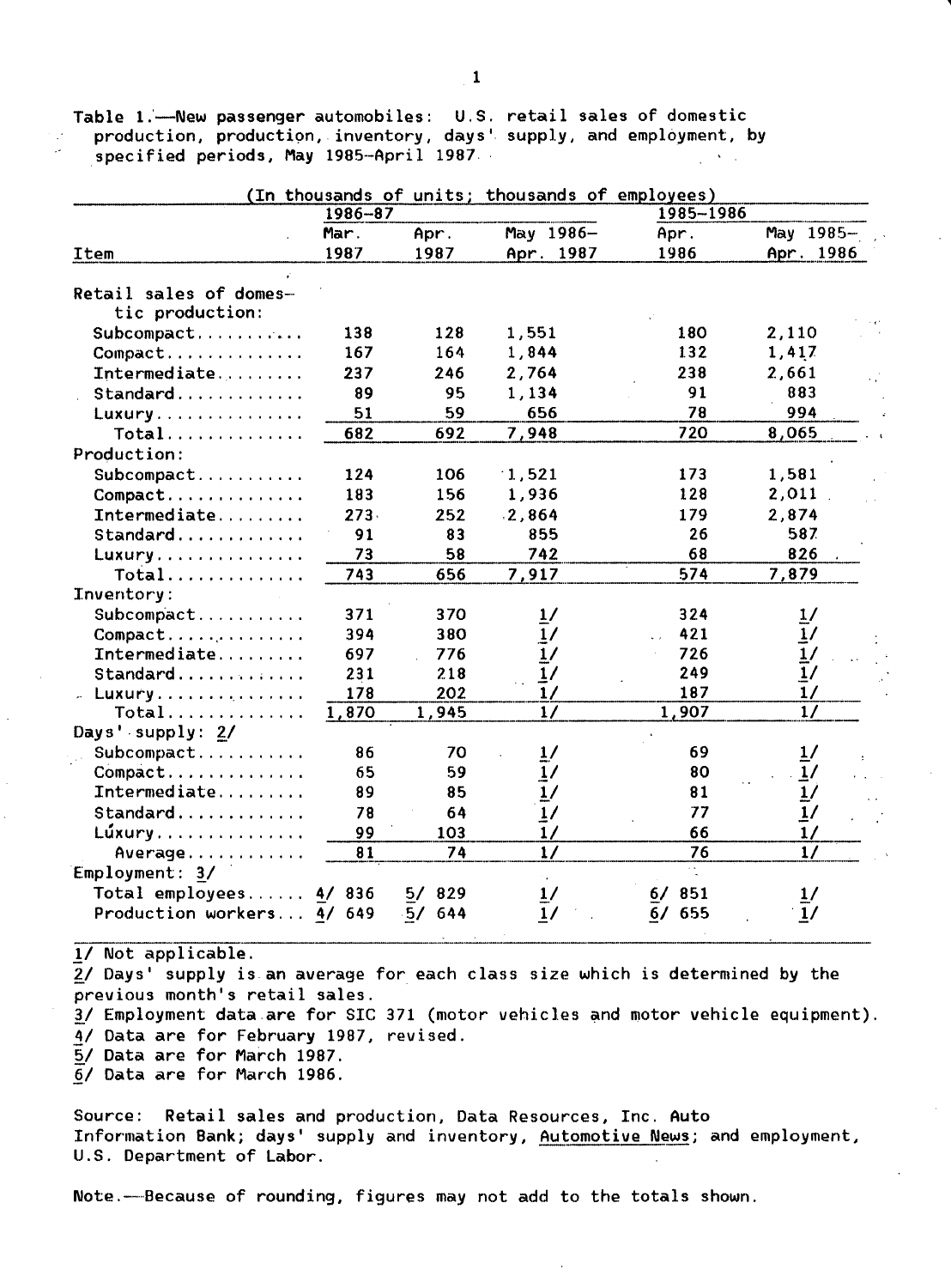Table 1.—New passenger automobiles: U.S. retail sales of domestic production, production, inventory, days' supply, and employment, by specified periods, May 1985–April 1987

(In thousands of units; thousands of employees)

| Item | 1986-87 Mar. 1987 | 1986-87 Apr. 1987 | 1986-87 May 1986–Apr. 1987 | 1985-1986 Apr. 1986 | 1985-1986 May 1985–Apr. 1986 |
|---|---|---|---|---|---|
| Retail sales of domestic production: | | | | | |
| Subcompact | 138 | 128 | 1,551 | 180 | 2,110 |
| Compact | 167 | 164 | 1,844 | 132 | 1,417 |
| Intermediate | 237 | 246 | 2,764 | 238 | 2,661 |
| Standard | 89 | 95 | 1,134 | 91 | 883 |
| Luxury | 51 | 59 | 656 | 78 | 994 |
| Total | 682 | 692 | 7,948 | 720 | 8,065 |
| Production: | | | | | |
| Subcompact | 124 | 106 | 1,521 | 173 | 1,581 |
| Compact | 183 | 156 | 1,936 | 128 | 2,011 |
| Intermediate | 273 | 252 | 2,864 | 179 | 2,874 |
| Standard | 91 | 83 | 855 | 26 | 587 |
| Luxury | 73 | 58 | 742 | 68 | 826 |
| Total | 743 | 656 | 7,917 | 574 | 7,879 |
| Inventory: | | | | | |
| Subcompact | 371 | 370 | 1/ | 324 | 1/ |
| Compact | 394 | 380 | 1/ | 421 | 1/ |
| Intermediate | 697 | 776 | 1/ | 726 | 1/ |
| Standard | 231 | 218 | 1/ | 249 | 1/ |
| Luxury | 178 | 202 | 1/ | 187 | 1/ |
| Total | 1,870 | 1,945 | 1/ | 1,907 | 1/ |
| Days' supply: 2/ | | | | | |
| Subcompact | 86 | 70 | 1/ | 69 | 1/ |
| Compact | 65 | 59 | 1/ | 80 | 1/ |
| Intermediate | 89 | 85 | 1/ | 81 | 1/ |
| Standard | 78 | 64 | 1/ | 77 | 1/ |
| Luxury | 99 | 103 | 1/ | 66 | 1/ |
| Average | 81 | 74 | 1/ | 76 | 1/ |
| Employment: 3/ | | | | | |
| Total employees | 4/ 836 | 5/ 829 | 1/ | 6/ 851 | 1/ |
| Production workers | 4/ 649 | 5/ 644 | 1/ | 6/ 655 | 1/ |

1/ Not applicable.
2/ Days' supply is an average for each class size which is determined by the previous month's retail sales.
3/ Employment data are for SIC 371 (motor vehicles and motor vehicle equipment).
4/ Data are for February 1987, revised.
5/ Data are for March 1987.
6/ Data are for March 1986.

Source: Retail sales and production, Data Resources, Inc. Auto Information Bank; days' supply and inventory, Automotive News; and employment, U.S. Department of Labor.

Note.—Because of rounding, figures may not add to the totals shown.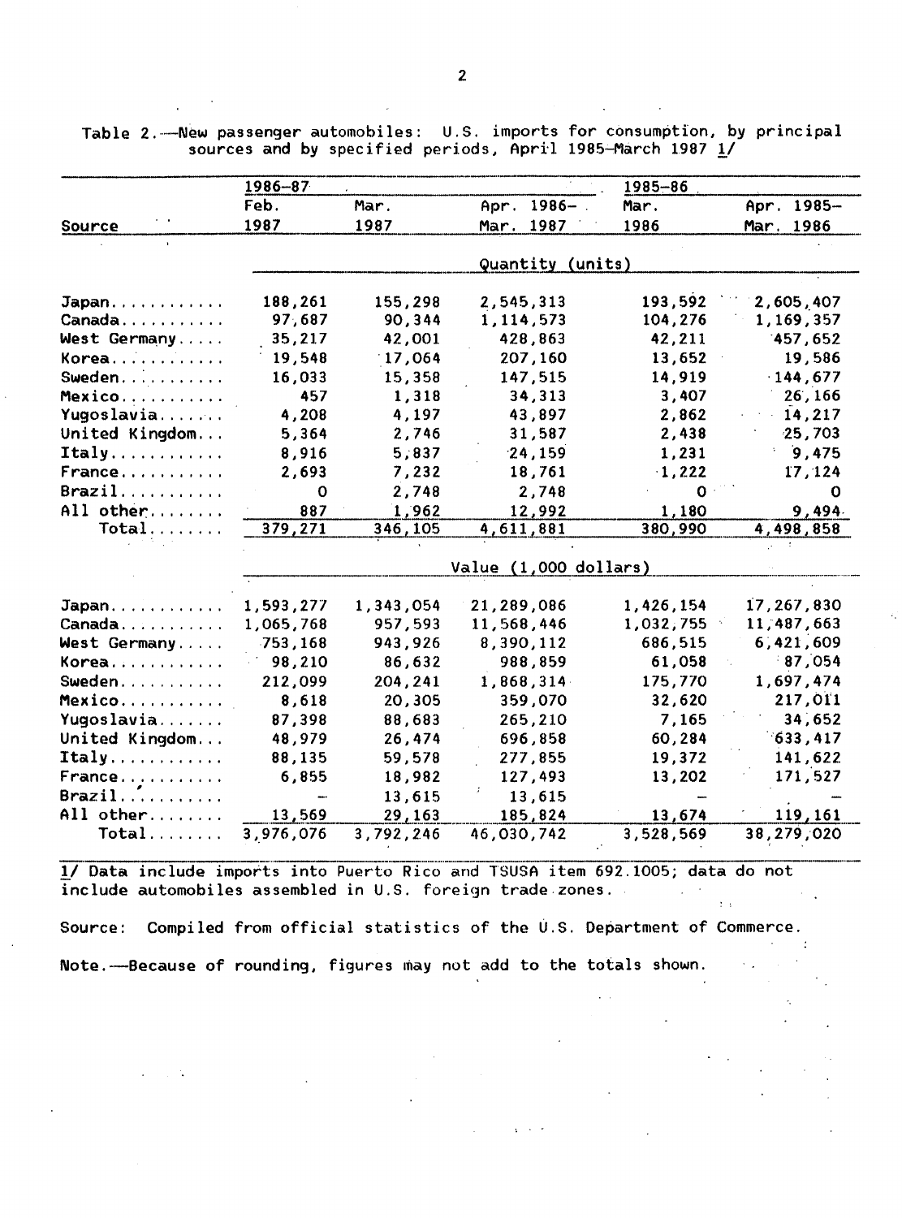Table 2.—New passenger automobiles: U.S. imports for consumption, by principal sources and by specified periods, April 1985–March 1987 1/

| | 1986–87 | | | 1985–86 | |
|---|---|---|---|---|---|
| Source | Feb. 1987 | Mar. 1987 | Apr. 1986–Mar. 1987 | Mar. 1986 | Apr. 1985–Mar. 1986 |
| | Quantity (units) | | | | |
| Japan | 188,261 | 155,298 | 2,545,313 | 193,592 | 2,605,407 |
| Canada | 97,687 | 90,344 | 1,114,573 | 104,276 | 1,169,357 |
| West Germany | 35,217 | 42,001 | 428,863 | 42,211 | 457,652 |
| Korea | 19,548 | 17,064 | 207,160 | 13,652 | 19,586 |
| Sweden | 16,033 | 15,358 | 147,515 | 14,919 | 144,677 |
| Mexico | 457 | 1,318 | 34,313 | 3,407 | 26,166 |
| Yugoslavia | 4,208 | 4,197 | 43,897 | 2,862 | 14,217 |
| United Kingdom | 5,364 | 2,746 | 31,587 | 2,438 | 25,703 |
| Italy | 8,916 | 5,837 | 24,159 | 1,231 | 9,475 |
| France | 2,693 | 7,232 | 18,761 | 1,222 | 17,124 |
| Brazil | 0 | 2,748 | 2,748 | 0 | 0 |
| All other | 887 | 1,962 | 12,992 | 1,180 | 9,494 |
| Total | 379,271 | 346,105 | 4,611,881 | 380,990 | 4,498,858 |
| | Value (1,000 dollars) | | | | |
| Japan | 1,593,277 | 1,343,054 | 21,289,086 | 1,426,154 | 17,267,830 |
| Canada | 1,065,768 | 957,593 | 11,568,446 | 1,032,755 | 11,487,663 |
| West Germany | 753,168 | 943,926 | 8,390,112 | 686,515 | 6,421,609 |
| Korea | 98,210 | 86,632 | 988,859 | 61,058 | 87,054 |
| Sweden | 212,099 | 204,241 | 1,868,314 | 175,770 | 1,697,474 |
| Mexico | 8,618 | 20,305 | 359,070 | 32,620 | 217,011 |
| Yugoslavia | 87,398 | 88,683 | 265,210 | 7,165 | 34,652 |
| United Kingdom | 48,979 | 26,474 | 696,858 | 60,284 | 633,417 |
| Italy | 88,135 | 59,578 | 277,855 | 19,372 | 141,622 |
| France | 6,855 | 18,982 | 127,493 | 13,202 | 171,527 |
| Brazil | – | 13,615 | 13,615 | – | – |
| All other | 13,569 | 29,163 | 185,824 | 13,674 | 119,161 |
| Total | 3,976,076 | 3,792,246 | 46,030,742 | 3,528,569 | 38,279,020 |

1/ Data include imports into Puerto Rico and TSUSA item 692.1005; data do not include automobiles assembled in U.S. foreign trade zones.

Source: Compiled from official statistics of the U.S. Department of Commerce.

Note.—Because of rounding, figures may not add to the totals shown.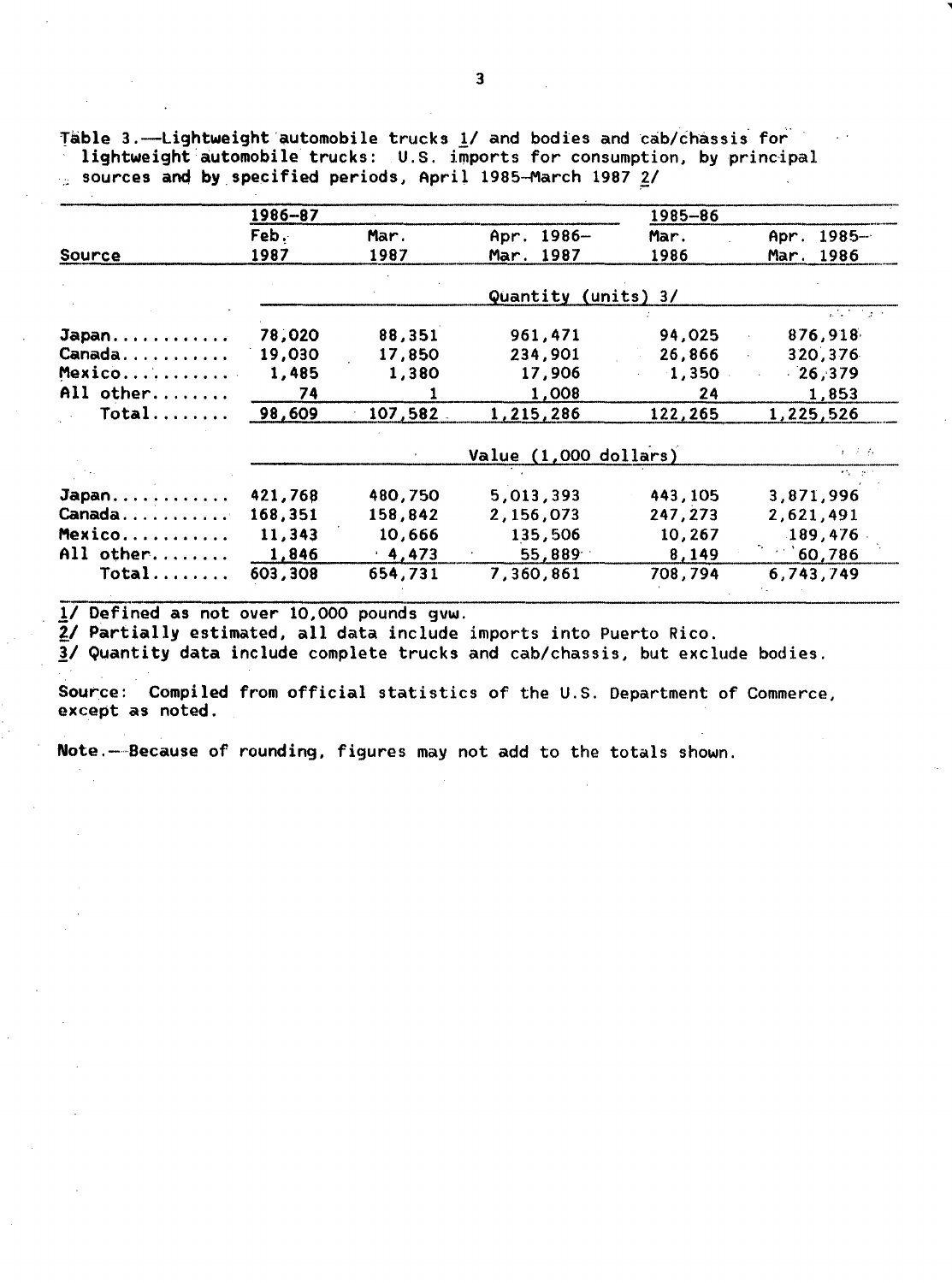Table 3.—Lightweight automobile trucks 1/ and bodies and cab/chassis for lightweight automobile trucks: U.S. imports for consumption, by principal sources and by specified periods, April 1985–March 1987 2/

| Source | 1986–87 | | | 1985–86 | |
|---|---|---|---|---|---|
| | Feb. 1987 | Mar. 1987 | Apr. 1986– Mar. 1987 | Mar. 1986 | Apr. 1985– Mar. 1986 |
| | Quantity (units) 3/ | | | | |
| Japan | 78,020 | 88,351 | 961,471 | 94,025 | 876,918 |
| Canada | 19,030 | 17,850 | 234,901 | 26,866 | 320,376 |
| Mexico | 1,485 | 1,380 | 17,906 | 1,350 | 26,379 |
| All other | 74 | 1 | 1,008 | 24 | 1,853 |
| Total | 98,609 | 107,582 | 1,215,286 | 122,265 | 1,225,526 |
| | Value (1,000 dollars) | | | | |
| Japan | 421,768 | 480,750 | 5,013,393 | 443,105 | 3,871,996 |
| Canada | 168,351 | 158,842 | 2,156,073 | 247,273 | 2,621,491 |
| Mexico | 11,343 | 10,666 | 135,506 | 10,267 | 189,476 |
| All other | 1,846 | 4,473 | 55,889 | 8,149 | 60,786 |
| Total | 603,308 | 654,731 | 7,360,861 | 708,794 | 6,743,749 |

1/ Defined as not over 10,000 pounds gvw.
2/ Partially estimated, all data include imports into Puerto Rico.
3/ Quantity data include complete trucks and cab/chassis, but exclude bodies.

Source: Compiled from official statistics of the U.S. Department of Commerce, except as noted.

Note.—Because of rounding, figures may not add to the totals shown.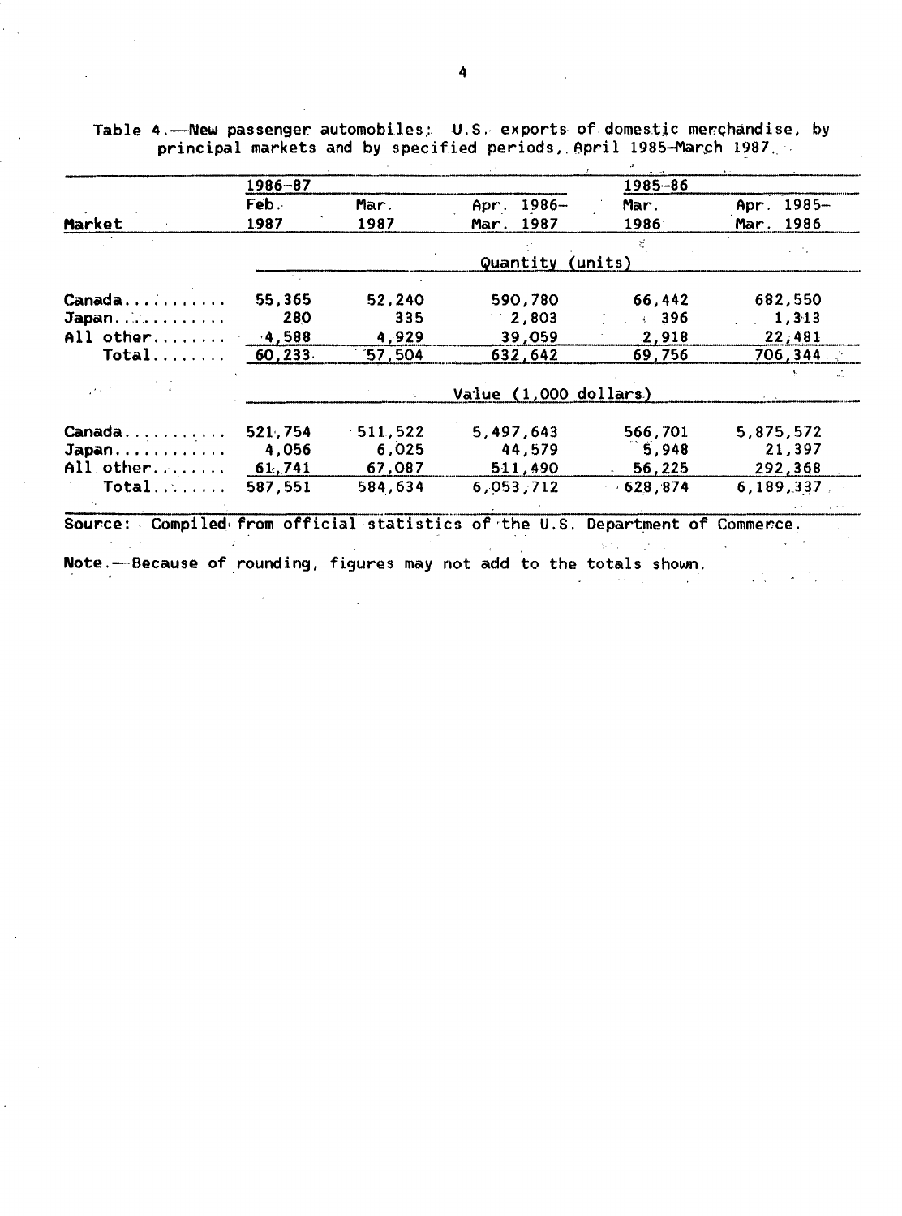Table 4.—New passenger automobiles: U.S. exports of domestic merchandise, by principal markets and by specified periods, April 1985–March 1987

| Market | 1986–87 | | | 1985–86 | |
|---|---|---|---|---|---|
| | Feb. 1987 | Mar. 1987 | Apr. 1986–Mar. 1987 | Mar. 1986 | Apr. 1985–Mar. 1986 |
| | Quantity (units) | | | | |
| Canada | 55,365 | 52,240 | 590,780 | 66,442 | 682,550 |
| Japan | 280 | 335 | 2,803 | 396 | 1,313 |
| All other | 4,588 | 4,929 | 39,059 | 2,918 | 22,481 |
| Total | 60,233 | 57,504 | 632,642 | 69,756 | 706,344 |
| | Value (1,000 dollars) | | | | |
| Canada | 521,754 | 511,522 | 5,497,643 | 566,701 | 5,875,572 |
| Japan | 4,056 | 6,025 | 44,579 | 5,948 | 21,397 |
| All other | 61,741 | 67,087 | 511,490 | 56,225 | 292,368 |
| Total | 587,551 | 584,634 | 6,053,712 | 628,874 | 6,189,337 |

Source: Compiled from official statistics of the U.S. Department of Commerce.

Note.—Because of rounding, figures may not add to the totals shown.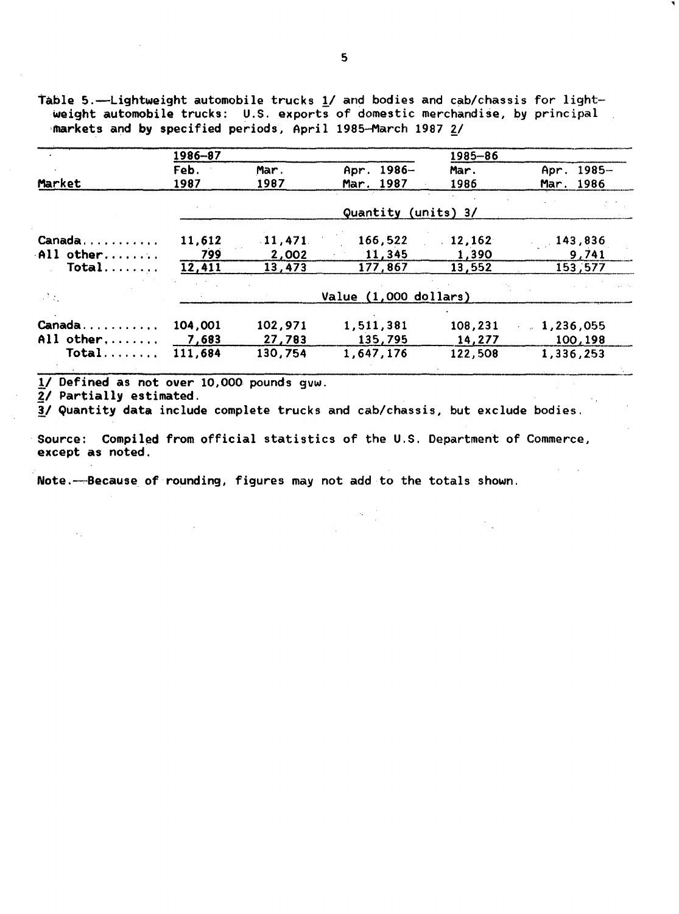Table 5.—Lightweight automobile trucks 1/ and bodies and cab/chassis for lightweight automobile trucks: U.S. exports of domestic merchandise, by principal markets and by specified periods, April 1985–March 1987 2/

| Market | 1986–87 | | | 1985–86 | |
|---|---|---|---|---|---|
| | Feb. 1987 | Mar. 1987 | Apr. 1986–Mar. 1987 | Mar. 1986 | Apr. 1985–Mar. 1986 |
| | Quantity (units) 3/ | | | | |
| Canada | 11,612 | 11,471 | 166,522 | 12,162 | 143,836 |
| All other | 799 | 2,002 | 11,345 | 1,390 | 9,741 |
| Total | 12,411 | 13,473 | 177,867 | 13,552 | 153,577 |
| | Value (1,000 dollars) | | | | |
| Canada | 104,001 | 102,971 | 1,511,381 | 108,231 | 1,236,055 |
| All other | 7,683 | 27,783 | 135,795 | 14,277 | 100,198 |
| Total | 111,684 | 130,754 | 1,647,176 | 122,508 | 1,336,253 |

1/ Defined as not over 10,000 pounds gvw.
2/ Partially estimated.
3/ Quantity data include complete trucks and cab/chassis, but exclude bodies.

Source: Compiled from official statistics of the U.S. Department of Commerce, except as noted.

Note.—Because of rounding, figures may not add to the totals shown.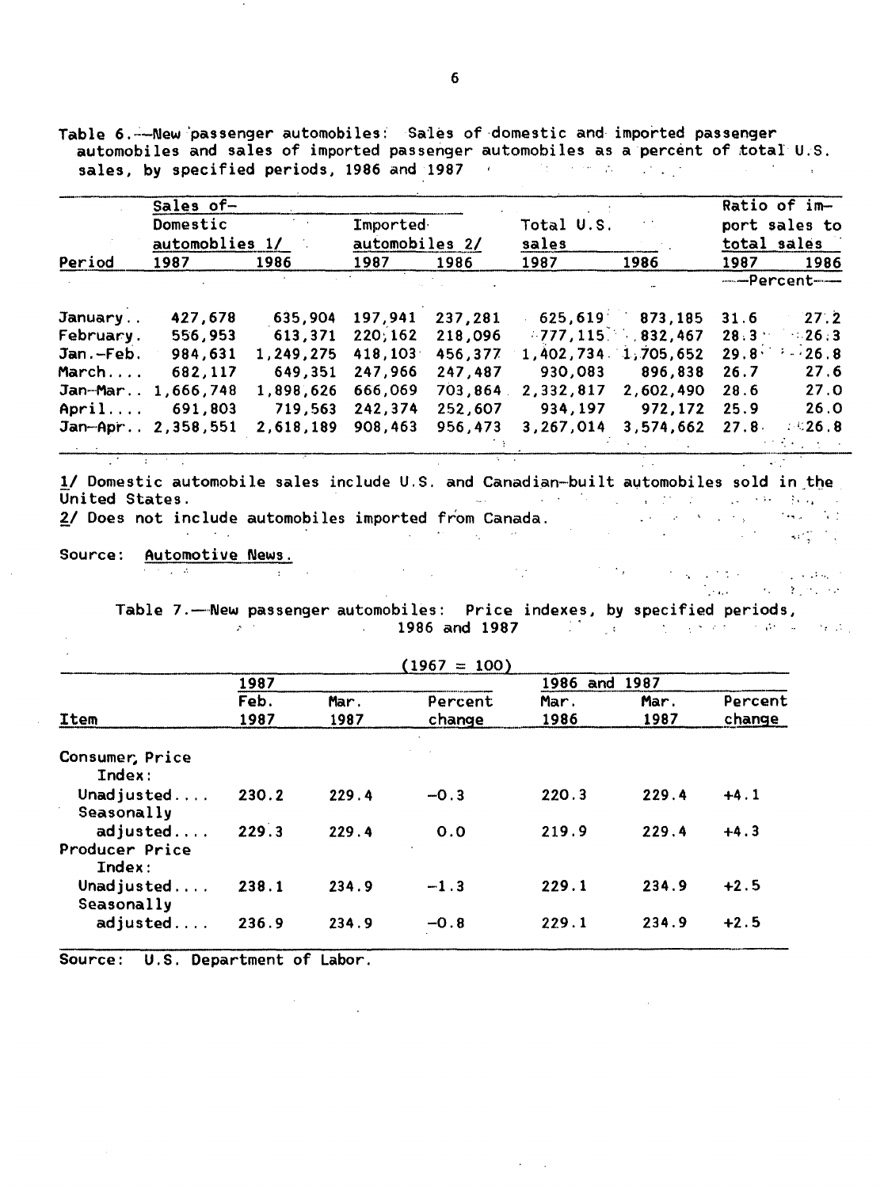Table 6.—New passenger automobiles: Sales of domestic and imported passenger automobiles and sales of imported passenger automobiles as a percent of total U.S. sales, by specified periods, 1986 and 1987

| | Sales of– | | | | | | Ratio of import sales to total sales | |
|---|---|---|---|---|---|---|---|---|
| | Domestic automoblies 1/ | | Imported automobiles 2/ | | Total U.S. sales | | | |
| Period | 1987 | 1986 | 1987 | 1986 | 1987 | 1986 | 1987 | 1986 |
| | | | | | | | —Percent— | |
| January.. | 427,678 | 635,904 | 197,941 | 237,281 | 625,619 | 873,185 | 31.6 | 27.2 |
| February. | 556,953 | 613,371 | 220,162 | 218,096 | 777,115 | 832,467 | 28.3 | 26.3 |
| Jan.-Feb. | 984,631 | 1,249,275 | 418,103 | 456,377 | 1,402,734 | 1,705,652 | 29.8 | 26.8 |
| March.... | 682,117 | 649,351 | 247,966 | 247,487 | 930,083 | 896,838 | 26.7 | 27.6 |
| Jan-Mar.. | 1,666,748 | 1,898,626 | 666,069 | 703,864 | 2,332,817 | 2,602,490 | 28.6 | 27.0 |
| April.... | 691,803 | 719,563 | 242,374 | 252,607 | 934,197 | 972,172 | 25.9 | 26.0 |
| Jan-Apr.. | 2,358,551 | 2,618,189 | 908,463 | 956,473 | 3,267,014 | 3,574,662 | 27.8 | 26.8 |

1/ Domestic automobile sales include U.S. and Canadian-built automobiles sold in the United States.
2/ Does not include automobiles imported from Canada.

Source: Automotive News.

Table 7.—New passenger automobiles: Price indexes, by specified periods, 1986 and 1987

(1967 = 100)

| | 1987 | | | 1986 and 1987 | | |
|---|---|---|---|---|---|---|
| Item | Feb. 1987 | Mar. 1987 | Percent change | Mar. 1986 | Mar. 1987 | Percent change |
| Consumer Price Index: | | | | | | |
| Unadjusted.... | 230.2 | 229.4 | -0.3 | 220.3 | 229.4 | +4.1 |
| Seasonally adjusted.... | 229.3 | 229.4 | 0.0 | 219.9 | 229.4 | +4.3 |
| Producer Price Index: | | | | | | |
| Unadjusted.... | 238.1 | 234.9 | -1.3 | 229.1 | 234.9 | +2.5 |
| Seasonally adjusted.... | 236.9 | 234.9 | -0.8 | 229.1 | 234.9 | +2.5 |

Source: U.S. Department of Labor.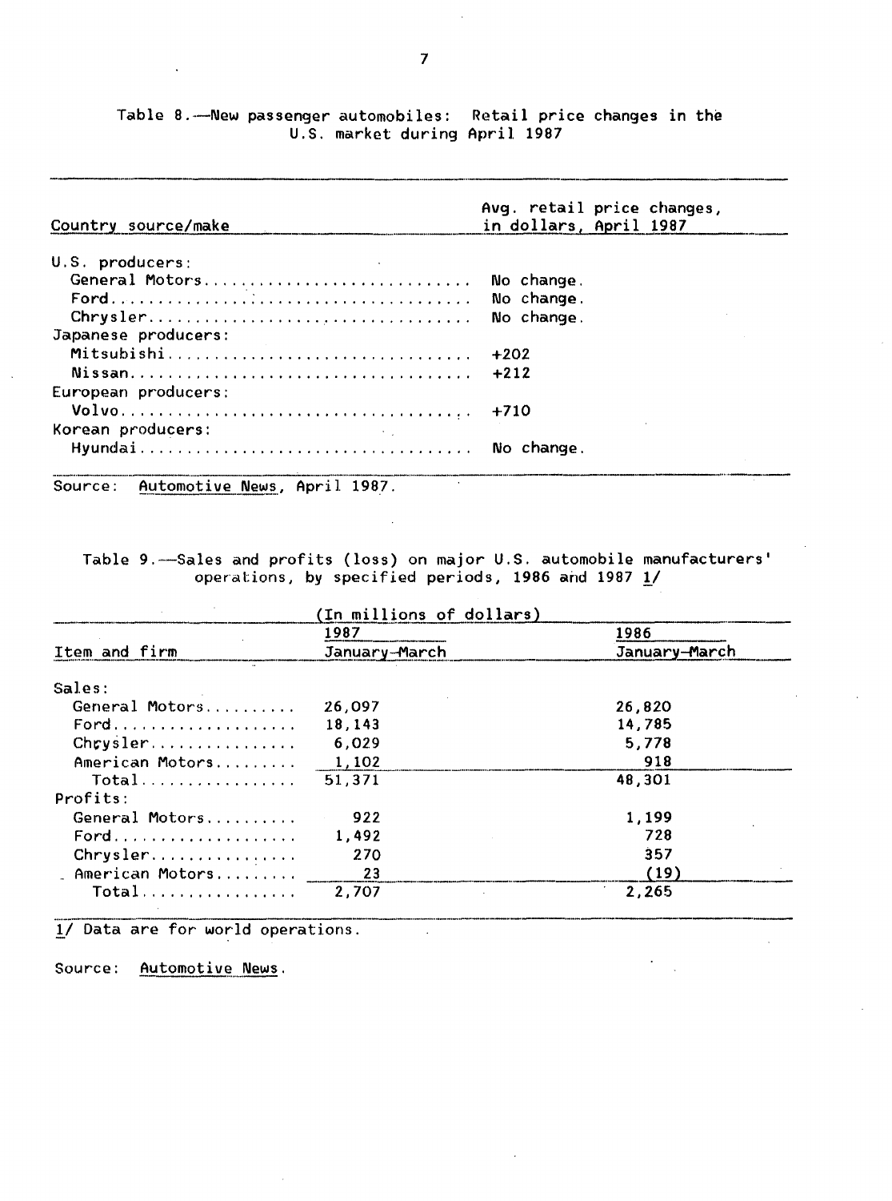Table 8.—New passenger automobiles: Retail price changes in the U.S. market during April 1987

| Country source/make | Avg. retail price changes, in dollars, April 1987 |
|---|---|
| U.S. producers: | |
| General Motors | No change. |
| Ford | No change. |
| Chrysler | No change. |
| Japanese producers: | |
| Mitsubishi | +202 |
| Nissan | +212 |
| European producers: | |
| Volvo | +710 |
| Korean producers: | |
| Hyundai | No change. |

Source: Automotive News, April 1987.

Table 9.—Sales and profits (loss) on major U.S. automobile manufacturers' operations, by specified periods, 1986 and 1987 1/

(In millions of dollars)

| Item and firm | 1987 January-March | 1986 January-March |
|---|---|---|
| Sales: | | |
| General Motors | 26,097 | 26,820 |
| Ford | 18,143 | 14,785 |
| Chrysler | 6,029 | 5,778 |
| American Motors | 1,102 | 918 |
| Total | 51,371 | 48,301 |
| Profits: | | |
| General Motors | 922 | 1,199 |
| Ford | 1,492 | 728 |
| Chrysler | 270 | 357 |
| American Motors | 23 | (19) |
| Total | 2,707 | 2,265 |

1/ Data are for world operations.

Source: Automotive News.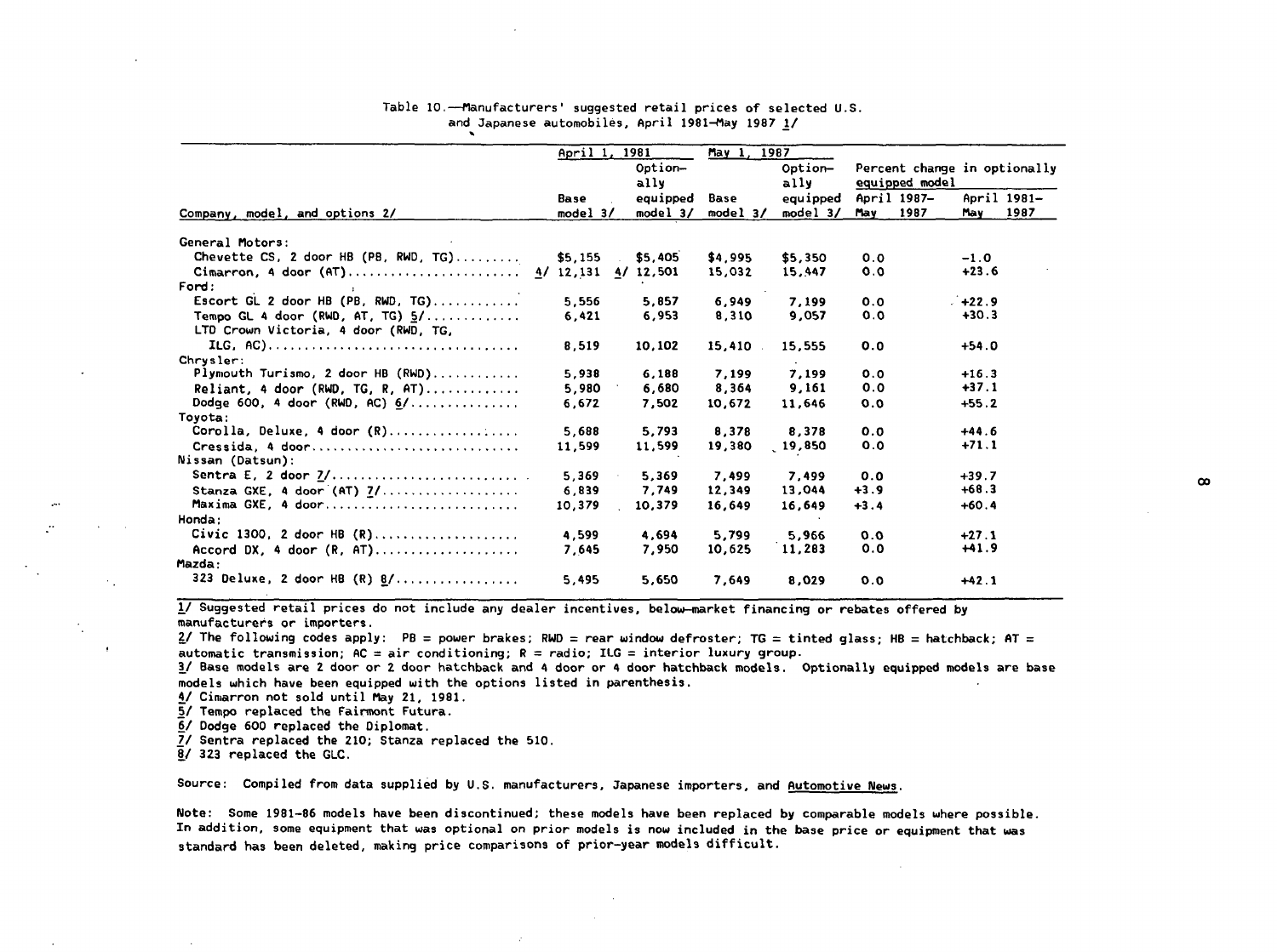Table 10.—Manufacturers' suggested retail prices of selected U.S. and Japanese automobiles, April 1981–May 1987 1/

| Company, model, and options 2/ | April 1, 1981 | | May 1, 1987 | | Percent change in optionally equipped model | |
|---|---|---|---|---|---|---|
| | Base model 3/ | Optionally equipped model 3/ | Base model 3/ | Optionally equipped model 3/ | April 1987–May 1987 | April 1981–May 1987 |
| General Motors: | | | | | | |
| Chevette CS, 2 door HB (PB, RWD, TG) | $5,155 | $5,405 | $4,995 | $5,350 | 0.0 | -1.0 |
| Cimarron, 4 door (AT) | 4/ 12,131 | 4/ 12,501 | 15,032 | 15,447 | 0.0 | +23.6 |
| Ford: | | | | | | |
| Escort GL 2 door HB (PB, RWD, TG) | 5,556 | 5,857 | 6,949 | 7,199 | 0.0 | +22.9 |
| Tempo GL 4 door (RWD, AT, TG) 5/ | 6,421 | 6,953 | 8,310 | 9,057 | 0.0 | +30.3 |
| LTD Crown Victoria, 4 door (RWD, TG, ILG, AC) | 8,519 | 10,102 | 15,410 | 15,555 | 0.0 | +54.0 |
| Chrysler: | | | | | | |
| Plymouth Turismo, 2 door HB (RWD) | 5,938 | 6,188 | 7,199 | 7,199 | 0.0 | +16.3 |
| Reliant, 4 door (RWD, TG, R, AT) | 5,980 | 6,680 | 8,364 | 9,161 | 0.0 | +37.1 |
| Dodge 600, 4 door (RWD, AC) 6/ | 6,672 | 7,502 | 10,672 | 11,646 | 0.0 | +55.2 |
| Toyota: | | | | | | |
| Corolla, Deluxe, 4 door (R) | 5,688 | 5,793 | 8,378 | 8,378 | 0.0 | +44.6 |
| Cressida, 4 door | 11,599 | 11,599 | 19,380 | 19,850 | 0.0 | +71.1 |
| Nissan (Datsun): | | | | | | |
| Sentra E, 2 door 7/ | 5,369 | 5,369 | 7,499 | 7,499 | 0.0 | +39.7 |
| Stanza GXE, 4 door (AT) 7/ | 6,839 | 7,749 | 12,349 | 13,044 | +3.9 | +68.3 |
| Maxima GXE, 4 door | 10,379 | 10,379 | 16,649 | 16,649 | +3.4 | +60.4 |
| Honda: | | | | | | |
| Civic 1300, 2 door HB (R) | 4,599 | 4,694 | 5,799 | 5,966 | 0.0 | +27.1 |
| Accord DX, 4 door (R, AT) | 7,645 | 7,950 | 10,625 | 11,283 | 0.0 | +41.9 |
| Mazda: | | | | | | |
| 323 Deluxe, 2 door HB (R) 8/ | 5,495 | 5,650 | 7,649 | 8,029 | 0.0 | +42.1 |

1/ Suggested retail prices do not include any dealer incentives, below-market financing or rebates offered by manufacturers or importers.

2/ The following codes apply: PB = power brakes; RWD = rear window defroster; TG = tinted glass; HB = hatchback; AT = automatic transmission; AC = air conditioning; R = radio; ILG = interior luxury group.

3/ Base models are 2 door or 2 door hatchback and 4 door or 4 door hatchback models. Optionally equipped models are base models which have been equipped with the options listed in parenthesis.

4/ Cimarron not sold until May 21, 1981.

5/ Tempo replaced the Fairmont Futura.

6/ Dodge 600 replaced the Diplomat.

7/ Sentra replaced the 210; Stanza replaced the 510.

8/ 323 replaced the GLC.

Source: Compiled from data supplied by U.S. manufacturers, Japanese importers, and Automotive News.

Note: Some 1981-86 models have been discontinued; these models have been replaced by comparable models where possible. In addition, some equipment that was optional on prior models is now included in the base price or equipment that was standard has been deleted, making price comparisons of prior-year models difficult.